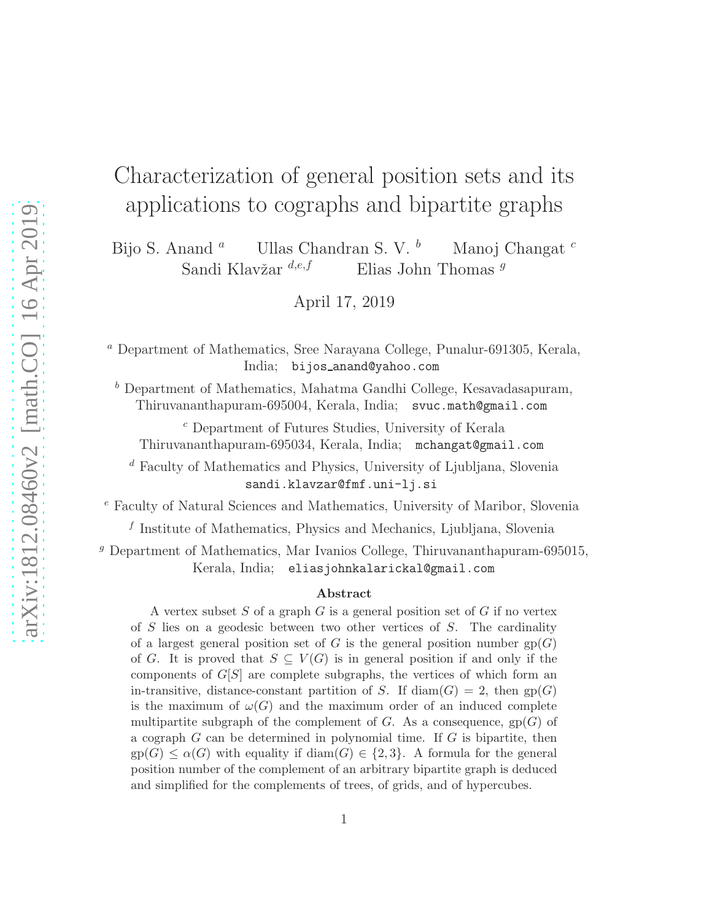# Characterization of general position sets and its applications to cographs and bipartite graphs

Bijo S. Anand [a] Ullas Chandran S. V. [b] Manoj Changat [c]
Sandi Klavžar [d,e,f] Elias John Thomas [g]

April 17, 2019

[a] Department of Mathematics, Sree Narayana College, Punalur-691305, Kerala, India; bijos_anand@yahoo.com

[b] Department of Mathematics, Mahatma Gandhi College, Kesavadasapuram, Thiruvananthapuram-695004, Kerala, India; svuc.math@gmail.com

[c] Department of Futures Studies, University of Kerala Thiruvananthapuram-695034, Kerala, India; mchangat@gmail.com

[d] Faculty of Mathematics and Physics, University of Ljubljana, Slovenia sandi.klavzar@fmf.uni-lj.si

[e] Faculty of Natural Sciences and Mathematics, University of Maribor, Slovenia

[f] Institute of Mathematics, Physics and Mechanics, Ljubljana, Slovenia

[g] Department of Mathematics, Mar Ivanios College, Thiruvananthapuram-695015, Kerala, India; eliasjohnkalarickal@gmail.com

### Abstract

A vertex subset $S$ of a graph $G$ is a general position set of $G$ if no vertex of $S$ lies on a geodesic between two other vertices of $S$. The cardinality of a largest general position set of $G$ is the general position number ${\rm gp}(G)$ of $G$. It is proved that $S \subseteq V(G)$ is in general position if and only if the components of $G[S]$ are complete subgraphs, the vertices of which form an in-transitive, distance-constant partition of $S$. If ${\rm diam}(G) = 2$, then ${\rm gp}(G)$ is the maximum of $\omega(G)$ and the maximum order of an induced complete multipartite subgraph of the complement of $G$. As a consequence, ${\rm gp}(G)$ of a cograph $G$ can be determined in polynomial time. If $G$ is bipartite, then ${\rm gp}(G) \leq \alpha(G)$ with equality if ${\rm diam}(G) \in \{2, 3\}$. A formula for the general position number of the complement of an arbitrary bipartite graph is deduced and simplified for the complements of trees, of grids, and of hypercubes.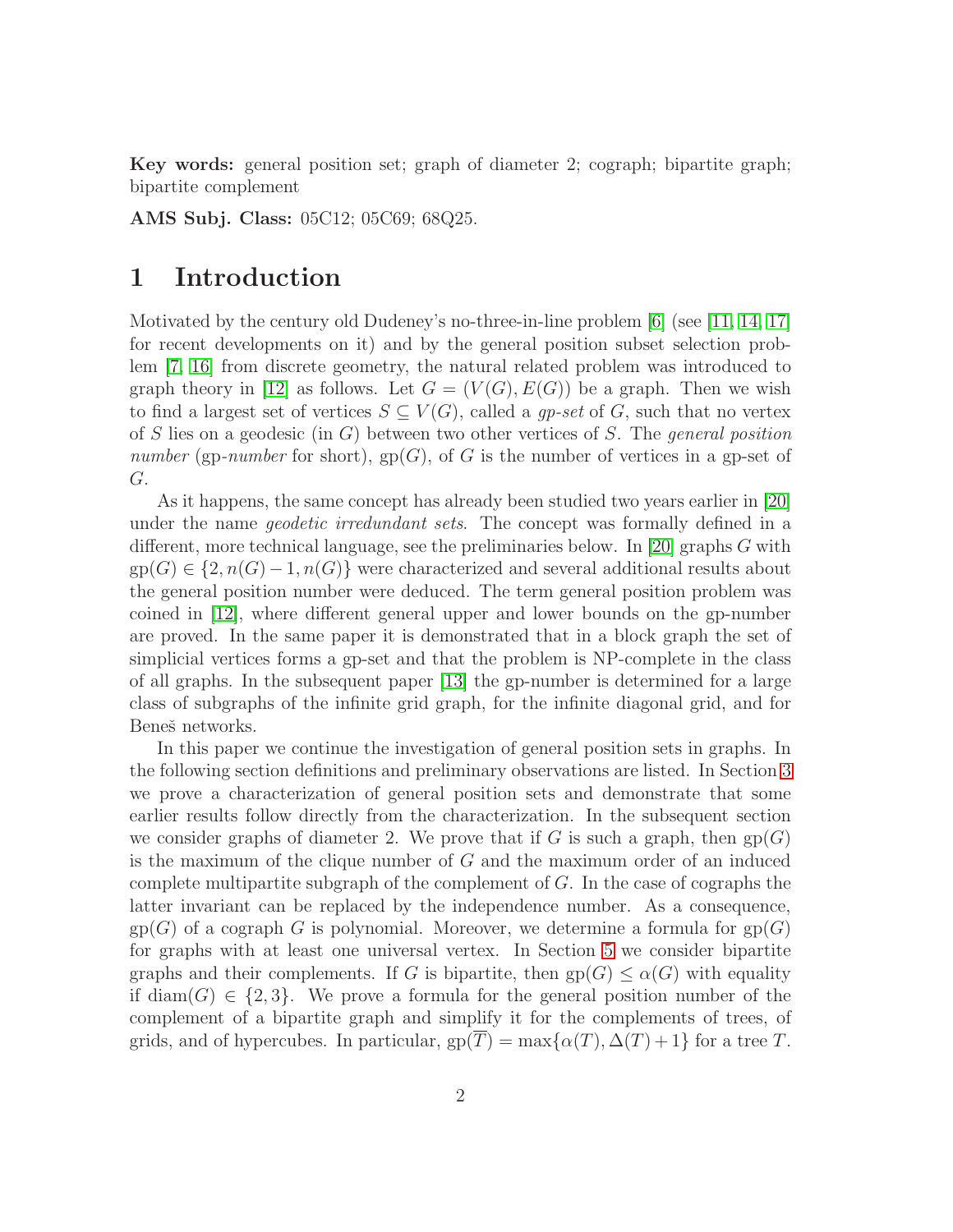**Key words:** general position set; graph of diameter 2; cograph; bipartite graph; bipartite complement

**AMS Subj. Class:** 05C12; 05C69; 68Q25.

# 1 Introduction

Motivated by the century old Dudeney's no-three-in-line problem [6] (see [11, 14, 17] for recent developments on it) and by the general position subset selection problem [7, 16] from discrete geometry, the natural related problem was introduced to graph theory in [12] as follows. Let $G = (V(G), E(G))$ be a graph. Then we wish to find a largest set of vertices $S \subseteq V(G)$, called a *gp-set* of $G$, such that no vertex of $S$ lies on a geodesic (in $G$) between two other vertices of $S$. The *general position number* (gp*-number* for short), $\mathrm{gp}(G)$, of $G$ is the number of vertices in a gp-set of $G$.

As it happens, the same concept has already been studied two years earlier in [20] under the name *geodetic irredundant sets*. The concept was formally defined in a different, more technical language, see the preliminaries below. In [20] graphs $G$ with $\mathrm{gp}(G) \in \{2, n(G)-1, n(G)\}$ were characterized and several additional results about the general position number were deduced. The term general position problem was coined in [12], where different general upper and lower bounds on the gp-number are proved. In the same paper it is demonstrated that in a block graph the set of simplicial vertices forms a gp-set and that the problem is NP-complete in the class of all graphs. In the subsequent paper [13] the gp-number is determined for a large class of subgraphs of the infinite grid graph, for the infinite diagonal grid, and for Beneš networks.

In this paper we continue the investigation of general position sets in graphs. In the following section definitions and preliminary observations are listed. In Section 3 we prove a characterization of general position sets and demonstrate that some earlier results follow directly from the characterization. In the subsequent section we consider graphs of diameter 2. We prove that if $G$ is such a graph, then $\mathrm{gp}(G)$ is the maximum of the clique number of $G$ and the maximum order of an induced complete multipartite subgraph of the complement of $G$. In the case of cographs the latter invariant can be replaced by the independence number. As a consequence, $\mathrm{gp}(G)$ of a cograph $G$ is polynomial. Moreover, we determine a formula for $\mathrm{gp}(G)$ for graphs with at least one universal vertex. In Section 5 we consider bipartite graphs and their complements. If $G$ is bipartite, then $\mathrm{gp}(G) \leq \alpha(G)$ with equality if $\mathrm{diam}(G) \in \{2, 3\}$. We prove a formula for the general position number of the complement of a bipartite graph and simplify it for the complements of trees, of grids, and of hypercubes. In particular, $\mathrm{gp}(\overline{T}) = \max\{\alpha(T), \Delta(T)+1\}$ for a tree $T$.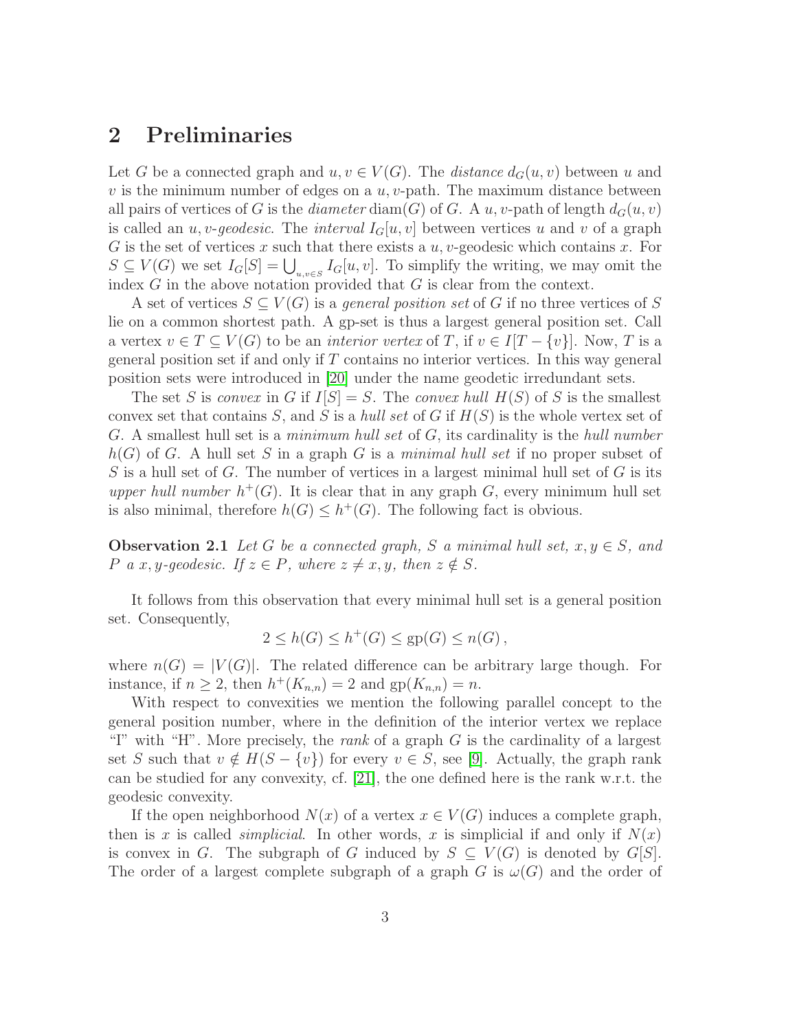## 2 Preliminaries

Let $G$ be a connected graph and $u, v \in V(G)$. The *distance* $d_G(u, v)$ between $u$ and $v$ is the minimum number of edges on a $u, v$-path. The maximum distance between all pairs of vertices of $G$ is the *diameter* $\mathrm{diam}(G)$ of $G$. A $u, v$-path of length $d_G(u, v)$ is called an $u, v$-*geodesic*. The *interval* $I_G[u, v]$ between vertices $u$ and $v$ of a graph $G$ is the set of vertices $x$ such that there exists a $u, v$-geodesic which contains $x$. For $S \subseteq V(G)$ we set $I_G[S] = \bigcup_{u,v \in S} I_G[u, v]$. To simplify the writing, we may omit the index $G$ in the above notation provided that $G$ is clear from the context.

A set of vertices $S \subseteq V(G)$ is a *general position set* of $G$ if no three vertices of $S$ lie on a common shortest path. A gp-set is thus a largest general position set. Call a vertex $v \in T \subseteq V(G)$ to be an *interior vertex* of $T$, if $v \in I[T - \{v\}]$. Now, $T$ is a general position set if and only if $T$ contains no interior vertices. In this way general position sets were introduced in [20] under the name geodetic irredundant sets.

The set $S$ is *convex* in $G$ if $I[S] = S$. The *convex hull* $H(S)$ of $S$ is the smallest convex set that contains $S$, and $S$ is a *hull set* of $G$ if $H(S)$ is the whole vertex set of $G$. A smallest hull set is a *minimum hull set* of $G$, its cardinality is the *hull number* $h(G)$ of $G$. A hull set $S$ in a graph $G$ is a *minimal hull set* if no proper subset of $S$ is a hull set of $G$. The number of vertices in a largest minimal hull set of $G$ is its *upper hull number* $h^+(G)$. It is clear that in any graph $G$, every minimum hull set is also minimal, therefore $h(G) \leq h^+(G)$. The following fact is obvious.

**Observation 2.1** *Let $G$ be a connected graph, $S$ a minimal hull set, $x, y \in S$, and $P$ a $x, y$-geodesic. If $z \in P$, where $z \neq x, y$, then $z \notin S$.*

It follows from this observation that every minimal hull set is a general position set. Consequently,

$$2 \leq h(G) \leq h^+(G) \leq \mathrm{gp}(G) \leq n(G)\,,$$

where $n(G) = |V(G)|$. The related difference can be arbitrary large though. For instance, if $n \geq 2$, then $h^+(K_{n,n}) = 2$ and $\mathrm{gp}(K_{n,n}) = n$.

With respect to convexities we mention the following parallel concept to the general position number, where in the definition of the interior vertex we replace "I" with "H". More precisely, the *rank* of a graph $G$ is the cardinality of a largest set $S$ such that $v \notin H(S - \{v\})$ for every $v \in S$, see [9]. Actually, the graph rank can be studied for any convexity, cf. [21], the one defined here is the rank w.r.t. the geodesic convexity.

If the open neighborhood $N(x)$ of a vertex $x \in V(G)$ induces a complete graph, then is $x$ is called *simplicial*. In other words, $x$ is simplicial if and only if $N(x)$ is convex in $G$. The subgraph of $G$ induced by $S \subseteq V(G)$ is denoted by $G[S]$. The order of a largest complete subgraph of a graph $G$ is $\omega(G)$ and the order of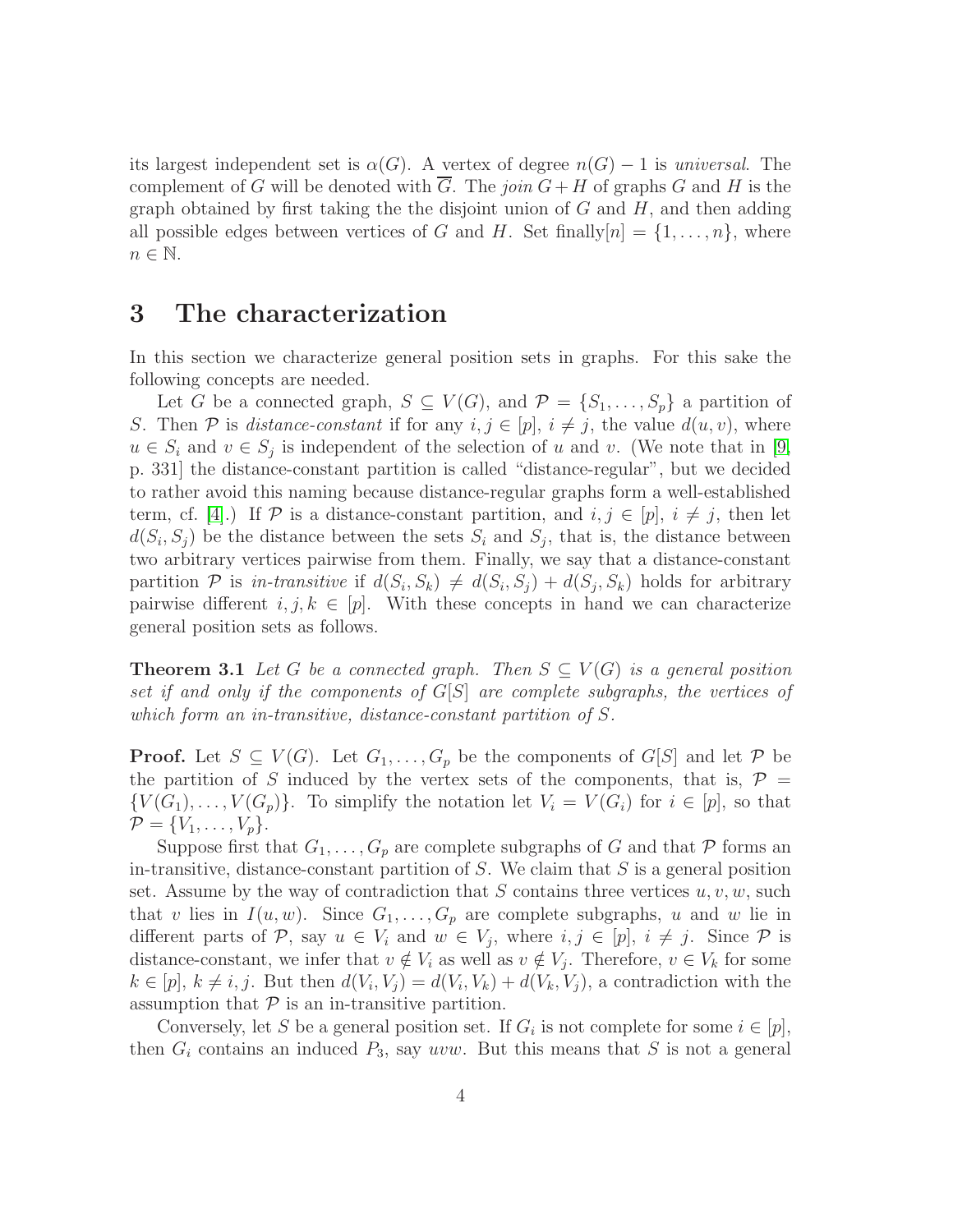its largest independent set is $\alpha(G)$. A vertex of degree $n(G)-1$ is *universal*. The complement of $G$ will be denoted with $\overline{G}$. The *join* $G+H$ of graphs $G$ and $H$ is the graph obtained by first taking the the disjoint union of $G$ and $H$, and then adding all possible edges between vertices of $G$ and $H$. Set finally$[n] = \{1,\ldots,n\}$, where $n \in \mathbb{N}$.

# 3 The characterization

In this section we characterize general position sets in graphs. For this sake the following concepts are needed.

Let $G$ be a connected graph, $S \subseteq V(G)$, and $\mathcal{P} = \{S_1,\ldots,S_p\}$ a partition of $S$. Then $\mathcal{P}$ is *distance-constant* if for any $i,j \in [p]$, $i \neq j$, the value $d(u,v)$, where $u \in S_i$ and $v \in S_j$ is independent of the selection of $u$ and $v$. (We note that in [9, p. 331] the distance-constant partition is called "distance-regular", but we decided to rather avoid this naming because distance-regular graphs form a well-established term, cf. [4].) If $\mathcal{P}$ is a distance-constant partition, and $i,j \in [p]$, $i \neq j$, then let $d(S_i,S_j)$ be the distance between the sets $S_i$ and $S_j$, that is, the distance between two arbitrary vertices pairwise from them. Finally, we say that a distance-constant partition $\mathcal{P}$ is *in-transitive* if $d(S_i,S_k) \neq d(S_i,S_j) + d(S_j,S_k)$ holds for arbitrary pairwise different $i,j,k \in [p]$. With these concepts in hand we can characterize general position sets as follows.

**Theorem 3.1** *Let $G$ be a connected graph. Then $S \subseteq V(G)$ is a general position set if and only if the components of $G[S]$ are complete subgraphs, the vertices of which form an in-transitive, distance-constant partition of $S$.*

**Proof.** Let $S \subseteq V(G)$. Let $G_1,\ldots,G_p$ be the components of $G[S]$ and let $\mathcal{P}$ be the partition of $S$ induced by the vertex sets of the components, that is, $\mathcal{P} = \{V(G_1),\ldots,V(G_p)\}$. To simplify the notation let $V_i = V(G_i)$ for $i \in [p]$, so that $\mathcal{P} = \{V_1,\ldots,V_p\}$.

Suppose first that $G_1,\ldots,G_p$ are complete subgraphs of $G$ and that $\mathcal{P}$ forms an in-transitive, distance-constant partition of $S$. We claim that $S$ is a general position set. Assume by the way of contradiction that $S$ contains three vertices $u,v,w$, such that $v$ lies in $I(u,w)$. Since $G_1,\ldots,G_p$ are complete subgraphs, $u$ and $w$ lie in different parts of $\mathcal{P}$, say $u \in V_i$ and $w \in V_j$, where $i,j \in [p]$, $i \neq j$. Since $\mathcal{P}$ is distance-constant, we infer that $v \notin V_i$ as well as $v \notin V_j$. Therefore, $v \in V_k$ for some $k \in [p]$, $k \neq i,j$. But then $d(V_i,V_j) = d(V_i,V_k) + d(V_k,V_j)$, a contradiction with the assumption that $\mathcal{P}$ is an in-transitive partition.

Conversely, let $S$ be a general position set. If $G_i$ is not complete for some $i \in [p]$, then $G_i$ contains an induced $P_3$, say $uvw$. But this means that $S$ is not a general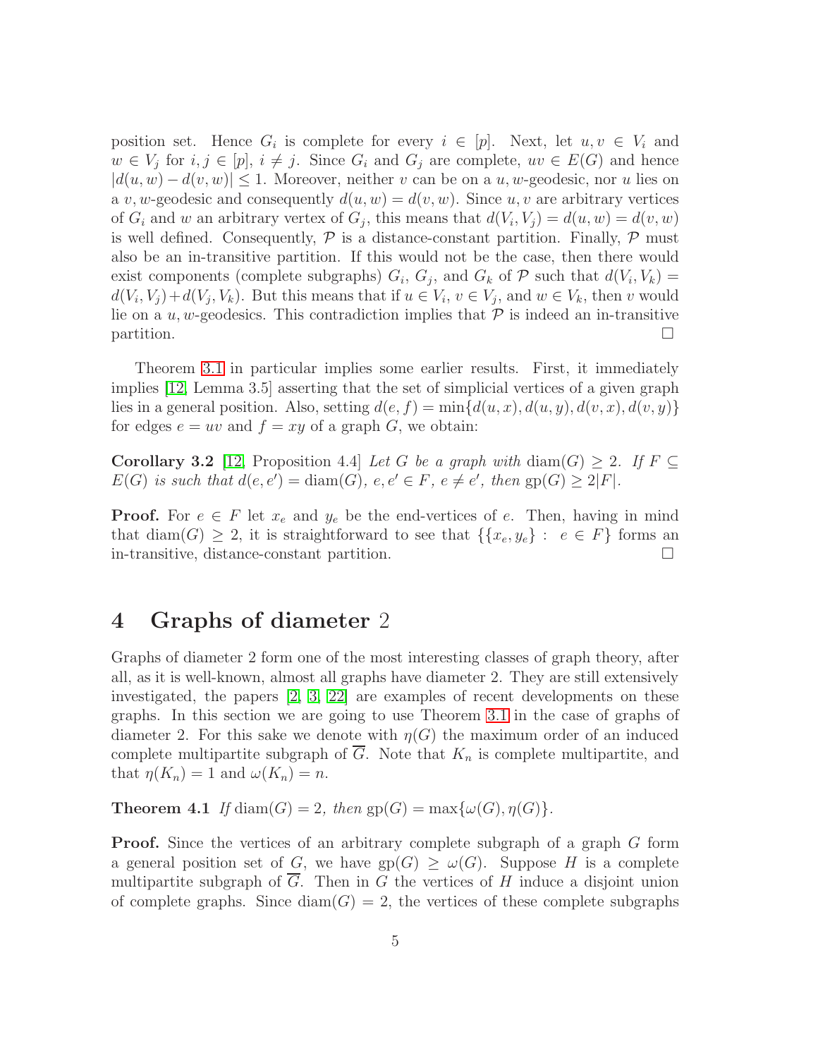position set. Hence $G_i$ is complete for every $i \in [p]$. Next, let $u, v \in V_i$ and $w \in V_j$ for $i, j \in [p]$, $i \neq j$. Since $G_i$ and $G_j$ are complete, $uv \in E(G)$ and hence $|d(u,w) - d(v,w)| \leq 1$. Moreover, neither $v$ can be on a $u,w$-geodesic, nor $u$ lies on a $v,w$-geodesic and consequently $d(u,w) = d(v,w)$. Since $u, v$ are arbitrary vertices of $G_i$ and $w$ an arbitrary vertex of $G_j$, this means that $d(V_i, V_j) = d(u,w) = d(v,w)$ is well defined. Consequently, $\mathcal{P}$ is a distance-constant partition. Finally, $\mathcal{P}$ must also be an in-transitive partition. If this would not be the case, then there would exist components (complete subgraphs) $G_i$, $G_j$, and $G_k$ of $\mathcal{P}$ such that $d(V_i, V_k) = d(V_i, V_j) + d(V_j, V_k)$. But this means that if $u \in V_i$, $v \in V_j$, and $w \in V_k$, then $v$ would lie on a $u,w$-geodesics. This contradiction implies that $\mathcal{P}$ is indeed an in-transitive partition. $\square$

Theorem 3.1 in particular implies some earlier results. First, it immediately implies [12, Lemma 3.5] asserting that the set of simplicial vertices of a given graph lies in a general position. Also, setting $d(e,f) = \min\{d(u,x), d(u,y), d(v,x), d(v,y)\}$ for edges $e = uv$ and $f = xy$ of a graph $G$, we obtain:

**Corollary 3.2** [12, Proposition 4.4] *Let $G$ be a graph with $\mathrm{diam}(G) \geq 2$. If $F \subseteq E(G)$ is such that $d(e, e') = \mathrm{diam}(G)$, $e, e' \in F$, $e \neq e'$, then $\mathrm{gp}(G) \geq 2|F|$.*

**Proof.** For $e \in F$ let $x_e$ and $y_e$ be the end-vertices of $e$. Then, having in mind that $\mathrm{diam}(G) \geq 2$, it is straightforward to see that $\{\{x_e, y_e\} : e \in F\}$ forms an in-transitive, distance-constant partition. $\square$

# 4 Graphs of diameter 2

Graphs of diameter 2 form one of the most interesting classes of graph theory, after all, as it is well-known, almost all graphs have diameter 2. They are still extensively investigated, the papers [2, 3, 22] are examples of recent developments on these graphs. In this section we are going to use Theorem 3.1 in the case of graphs of diameter 2. For this sake we denote with $\eta(G)$ the maximum order of an induced complete multipartite subgraph of $\overline{G}$. Note that $K_n$ is complete multipartite, and that $\eta(K_n) = 1$ and $\omega(K_n) = n$.

**Theorem 4.1** *If $\mathrm{diam}(G) = 2$, then $\mathrm{gp}(G) = \max\{\omega(G), \eta(G)\}$.*

**Proof.** Since the vertices of an arbitrary complete subgraph of a graph $G$ form a general position set of $G$, we have $\mathrm{gp}(G) \geq \omega(G)$. Suppose $H$ is a complete multipartite subgraph of $\overline{G}$. Then in $G$ the vertices of $H$ induce a disjoint union of complete graphs. Since $\mathrm{diam}(G) = 2$, the vertices of these complete subgraphs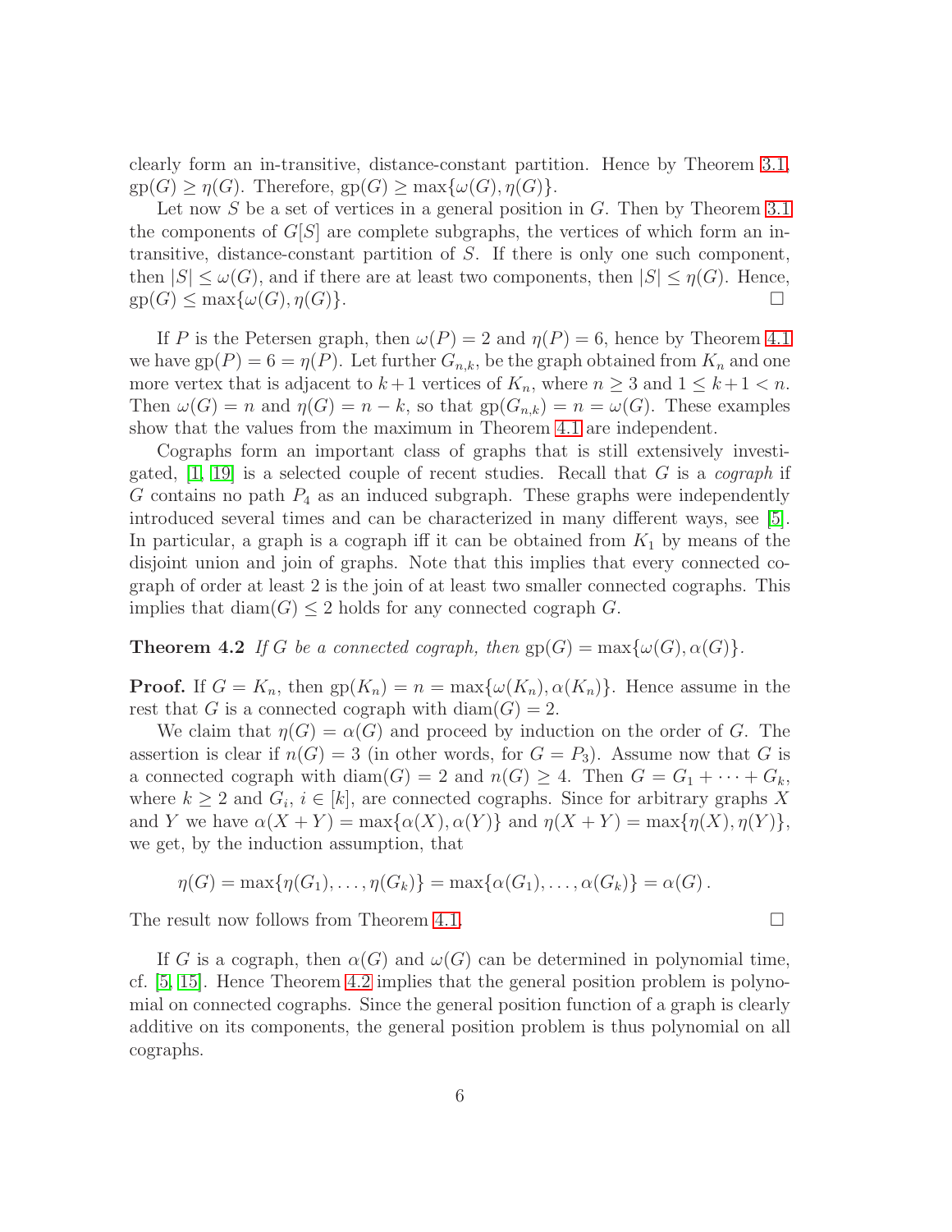clearly form an in-transitive, distance-constant partition. Hence by Theorem 3.1, $\mathrm{gp}(G) \geq \eta(G)$. Therefore, $\mathrm{gp}(G) \geq \max\{\omega(G), \eta(G)\}$.

Let now $S$ be a set of vertices in a general position in $G$. Then by Theorem 3.1 the components of $G[S]$ are complete subgraphs, the vertices of which form an in-transitive, distance-constant partition of $S$. If there is only one such component, then $|S| \leq \omega(G)$, and if there are at least two components, then $|S| \leq \eta(G)$. Hence, $\mathrm{gp}(G) \leq \max\{\omega(G), \eta(G)\}$. □

If $P$ is the Petersen graph, then $\omega(P) = 2$ and $\eta(P) = 6$, hence by Theorem 4.1 we have $\mathrm{gp}(P) = 6 = \eta(P)$. Let further $G_{n,k}$, be the graph obtained from $K_n$ and one more vertex that is adjacent to $k+1$ vertices of $K_n$, where $n \geq 3$ and $1 \leq k+1 < n$. Then $\omega(G) = n$ and $\eta(G) = n - k$, so that $\mathrm{gp}(G_{n,k}) = n = \omega(G)$. These examples show that the values from the maximum in Theorem 4.1 are independent.

Cographs form an important class of graphs that is still extensively investigated, [1, 19] is a selected couple of recent studies. Recall that $G$ is a *cograph* if $G$ contains no path $P_4$ as an induced subgraph. These graphs were independently introduced several times and can be characterized in many different ways, see [5]. In particular, a graph is a cograph iff it can be obtained from $K_1$ by means of the disjoint union and join of graphs. Note that this implies that every connected cograph of order at least 2 is the join of at least two smaller connected cographs. This implies that $\mathrm{diam}(G) \leq 2$ holds for any connected cograph $G$.

**Theorem 4.2** *If $G$ be a connected cograph, then $\mathrm{gp}(G) = \max\{\omega(G), \alpha(G)\}$.*

**Proof.** If $G = K_n$, then $\mathrm{gp}(K_n) = n = \max\{\omega(K_n), \alpha(K_n)\}$. Hence assume in the rest that $G$ is a connected cograph with $\mathrm{diam}(G) = 2$.

We claim that $\eta(G) = \alpha(G)$ and proceed by induction on the order of $G$. The assertion is clear if $n(G) = 3$ (in other words, for $G = P_3$). Assume now that $G$ is a connected cograph with $\mathrm{diam}(G) = 2$ and $n(G) \geq 4$. Then $G = G_1 + \cdots + G_k$, where $k \geq 2$ and $G_i$, $i \in [k]$, are connected cographs. Since for arbitrary graphs $X$ and $Y$ we have $\alpha(X+Y) = \max\{\alpha(X), \alpha(Y)\}$ and $\eta(X+Y) = \max\{\eta(X), \eta(Y)\}$, we get, by the induction assumption, that

$$\eta(G) = \max\{\eta(G_1), \ldots, \eta(G_k)\} = \max\{\alpha(G_1), \ldots, \alpha(G_k)\} = \alpha(G)\,.$$

The result now follows from Theorem 4.1. □

If $G$ is a cograph, then $\alpha(G)$ and $\omega(G)$ can be determined in polynomial time, cf. [5, 15]. Hence Theorem 4.2 implies that the general position problem is polynomial on connected cographs. Since the general position function of a graph is clearly additive on its components, the general position problem is thus polynomial on all cographs.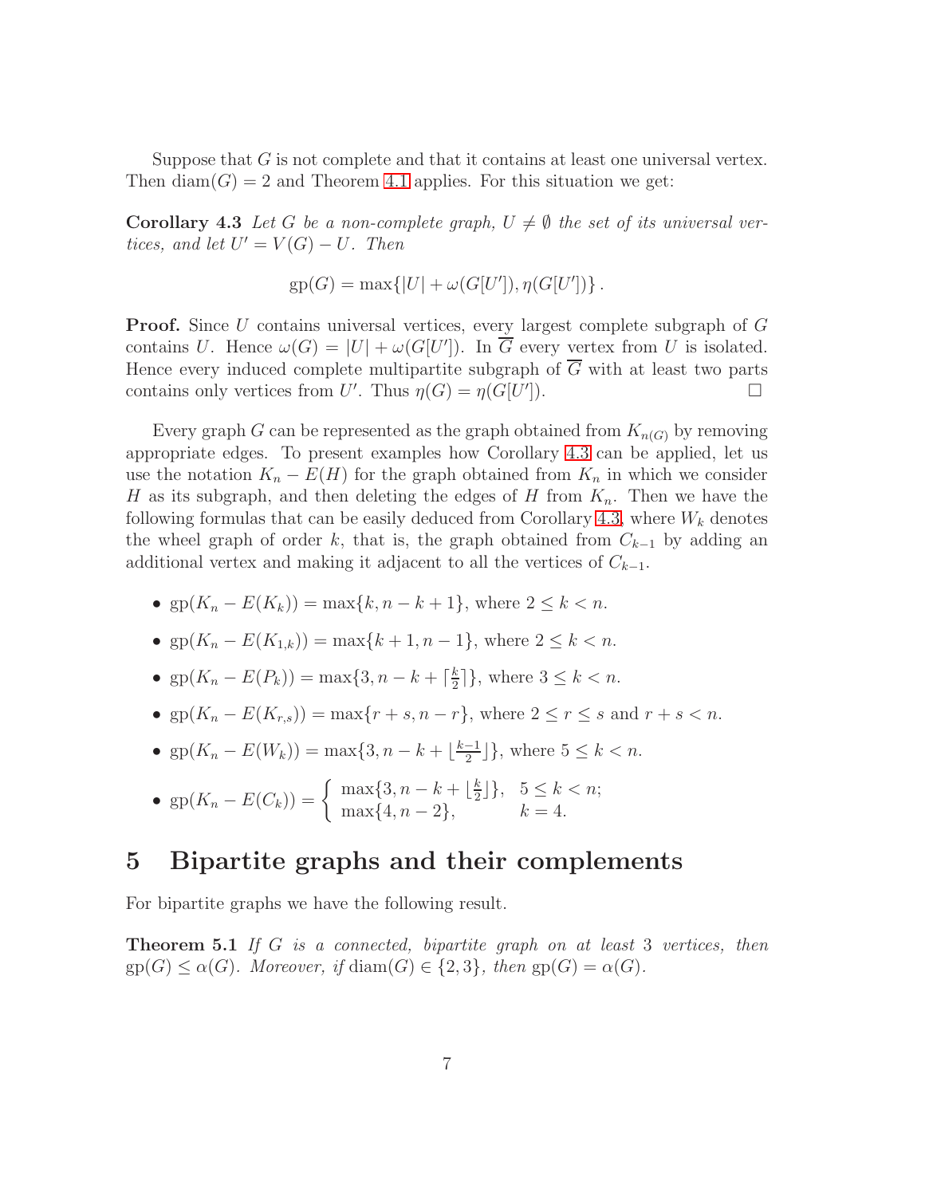Suppose that $G$ is not complete and that it contains at least one universal vertex. Then $\mathrm{diam}(G) = 2$ and Theorem 4.1 applies. For this situation we get:

**Corollary 4.3** *Let $G$ be a non-complete graph, $U \neq \emptyset$ the set of its universal vertices, and let $U' = V(G) - U$. Then*

$$\mathrm{gp}(G) = \max\{|U| + \omega(G[U']), \eta(G[U'])\}.$$

**Proof.** Since $U$ contains universal vertices, every largest complete subgraph of $G$ contains $U$. Hence $\omega(G) = |U| + \omega(G[U'])$. In $\overline{G}$ every vertex from $U$ is isolated. Hence every induced complete multipartite subgraph of $\overline{G}$ with at least two parts contains only vertices from $U'$. Thus $\eta(G) = \eta(G[U'])$. $\square$

Every graph $G$ can be represented as the graph obtained from $K_{n(G)}$ by removing appropriate edges. To present examples how Corollary 4.3 can be applied, let us use the notation $K_n - E(H)$ for the graph obtained from $K_n$ in which we consider $H$ as its subgraph, and then deleting the edges of $H$ from $K_n$. Then we have the following formulas that can be easily deduced from Corollary 4.3, where $W_k$ denotes the wheel graph of order $k$, that is, the graph obtained from $C_{k-1}$ by adding an additional vertex and making it adjacent to all the vertices of $C_{k-1}$.

- $\mathrm{gp}(K_n - E(K_k)) = \max\{k, n-k+1\}$, where $2 \leq k < n$.
- $\mathrm{gp}(K_n - E(K_{1,k})) = \max\{k+1, n-1\}$, where $2 \leq k < n$.
- $\mathrm{gp}(K_n - E(P_k)) = \max\{3, n-k+\lceil \frac{k}{2} \rceil\}$, where $3 \leq k < n$.
- $\mathrm{gp}(K_n - E(K_{r,s})) = \max\{r+s, n-r\}$, where $2 \leq r \leq s$ and $r+s < n$.
- $\mathrm{gp}(K_n - E(W_k)) = \max\{3, n-k+\lfloor \frac{k-1}{2} \rfloor\}$, where $5 \leq k < n$.
- $\mathrm{gp}(K_n - E(C_k)) = \begin{cases} \max\{3, n-k+\lfloor \frac{k}{2} \rfloor\}, & 5 \leq k < n; \\ \max\{4, n-2\}, & k = 4. \end{cases}$

# 5 Bipartite graphs and their complements

For bipartite graphs we have the following result.

**Theorem 5.1** *If $G$ is a connected, bipartite graph on at least 3 vertices, then $\mathrm{gp}(G) \leq \alpha(G)$. Moreover, if $\mathrm{diam}(G) \in \{2, 3\}$, then $\mathrm{gp}(G) = \alpha(G)$.*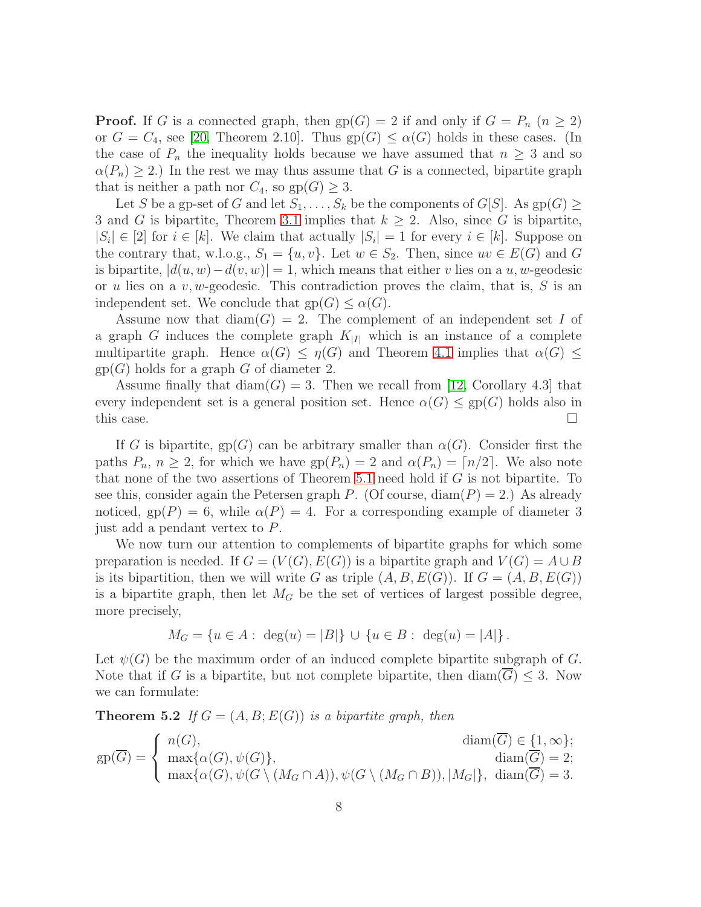**Proof.** If $G$ is a connected graph, then $\mathrm{gp}(G) = 2$ if and only if $G = P_n$ ($n \geq 2$) or $G = C_4$, see [20, Theorem 2.10]. Thus $\mathrm{gp}(G) \leq \alpha(G)$ holds in these cases. (In the case of $P_n$ the inequality holds because we have assumed that $n \geq 3$ and so $\alpha(P_n) \geq 2$.) In the rest we may thus assume that $G$ is a connected, bipartite graph that is neither a path nor $C_4$, so $\mathrm{gp}(G) \geq 3$.

Let $S$ be a gp-set of $G$ and let $S_1, \ldots, S_k$ be the components of $G[S]$. As $\mathrm{gp}(G) \geq 3$ and $G$ is bipartite, Theorem 3.1 implies that $k \geq 2$. Also, since $G$ is bipartite, $|S_i| \in [2]$ for $i \in [k]$. We claim that actually $|S_i| = 1$ for every $i \in [k]$. Suppose on the contrary that, w.l.o.g., $S_1 = \{u, v\}$. Let $w \in S_2$. Then, since $uv \in E(G)$ and $G$ is bipartite, $|d(u,w) - d(v,w)| = 1$, which means that either $v$ lies on a $u,w$-geodesic or $u$ lies on a $v,w$-geodesic. This contradiction proves the claim, that is, $S$ is an independent set. We conclude that $\mathrm{gp}(G) \leq \alpha(G)$.

Assume now that $\mathrm{diam}(G) = 2$. The complement of an independent set $I$ of a graph $G$ induces the complete graph $K_{|I|}$ which is an instance of a complete multipartite graph. Hence $\alpha(G) \leq \eta(G)$ and Theorem 4.1 implies that $\alpha(G) \leq \mathrm{gp}(G)$ holds for a graph $G$ of diameter 2.

Assume finally that $\mathrm{diam}(G) = 3$. Then we recall from [12, Corollary 4.3] that every independent set is a general position set. Hence $\alpha(G) \leq \mathrm{gp}(G)$ holds also in this case. $\square$

If $G$ is bipartite, $\mathrm{gp}(G)$ can be arbitrary smaller than $\alpha(G)$. Consider first the paths $P_n$, $n \geq 2$, for which we have $\mathrm{gp}(P_n) = 2$ and $\alpha(P_n) = \lceil n/2 \rceil$. We also note that none of the two assertions of Theorem 5.1 need hold if $G$ is not bipartite. To see this, consider again the Petersen graph $P$. (Of course, $\mathrm{diam}(P) = 2$.) As already noticed, $\mathrm{gp}(P) = 6$, while $\alpha(P) = 4$. For a corresponding example of diameter 3 just add a pendant vertex to $P$.

We now turn our attention to complements of bipartite graphs for which some preparation is needed. If $G = (V(G), E(G))$ is a bipartite graph and $V(G) = A \cup B$ is its bipartition, then we will write $G$ as triple $(A, B, E(G))$. If $G = (A, B, E(G))$ is a bipartite graph, then let $M_G$ be the set of vertices of largest possible degree, more precisely,

$$M_G = \{u \in A : \deg(u) = |B|\} \cup \{u \in B : \deg(u) = |A|\}.$$

Let $\psi(G)$ be the maximum order of an induced complete bipartite subgraph of $G$. Note that if $G$ is a bipartite, but not complete bipartite, then $\mathrm{diam}(\overline{G}) \leq 3$. Now we can formulate:

**Theorem 5.2** *If $G = (A, B; E(G))$ is a bipartite graph, then*

$$\mathrm{gp}(\overline{G}) = \begin{cases} n(G), & \mathrm{diam}(\overline{G}) \in \{1, \infty\}; \\ \max\{\alpha(G), \psi(G)\}, & \mathrm{diam}(\overline{G}) = 2; \\ \max\{\alpha(G), \psi(G \setminus (M_G \cap A)), \psi(G \setminus (M_G \cap B)), |M_G|\}, & \mathrm{diam}(\overline{G}) = 3. \end{cases}$$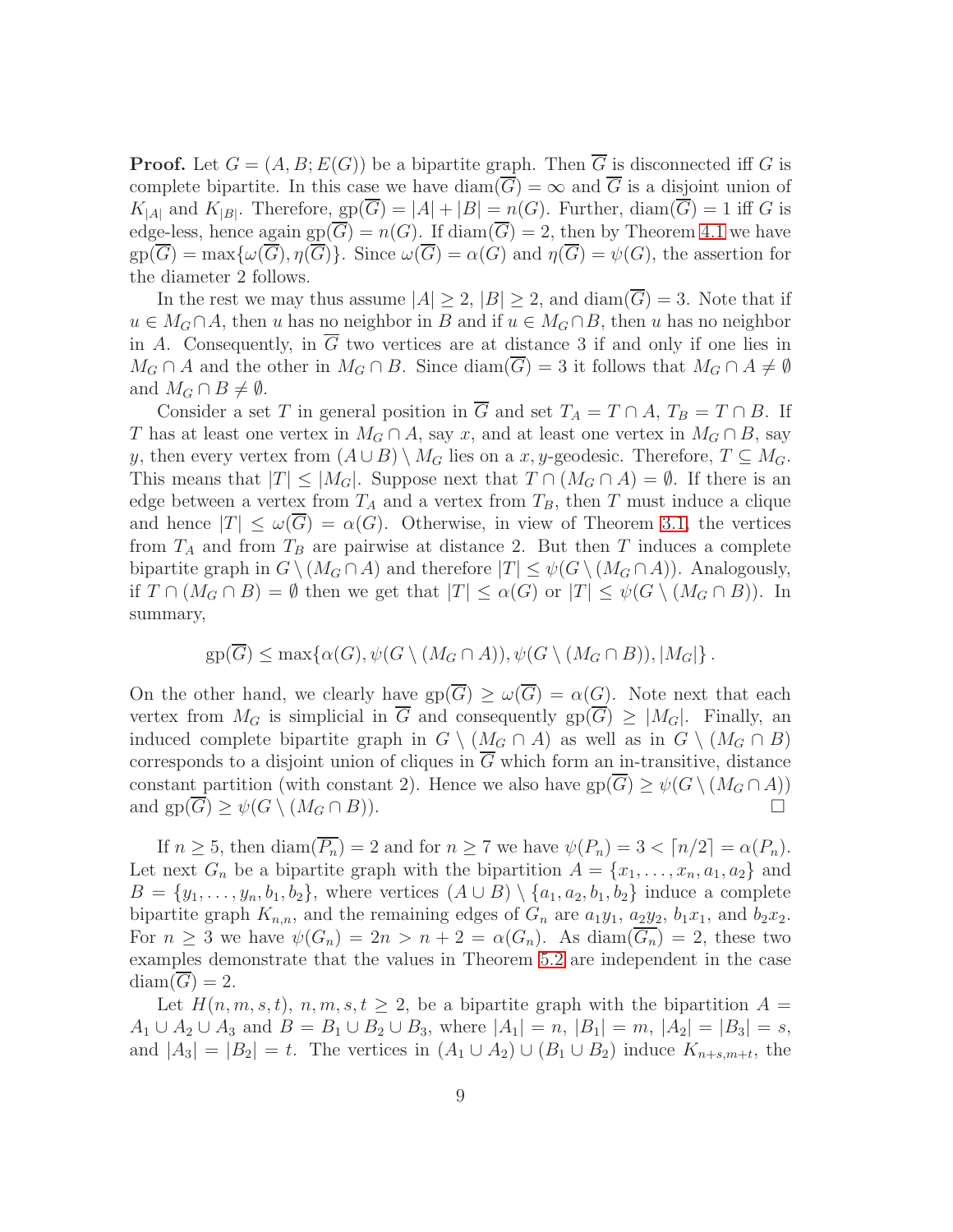**Proof.** Let $G = (A, B; E(G))$ be a bipartite graph. Then $\overline{G}$ is disconnected iff $G$ is complete bipartite. In this case we have $\mathrm{diam}(\overline{G}) = \infty$ and $\overline{G}$ is a disjoint union of $K_{|A|}$ and $K_{|B|}$. Therefore, $\mathrm{gp}(\overline{G}) = |A| + |B| = n(G)$. Further, $\mathrm{diam}(\overline{G}) = 1$ iff $G$ is edge-less, hence again $\mathrm{gp}(\overline{G}) = n(G)$. If $\mathrm{diam}(\overline{G}) = 2$, then by Theorem 4.1 we have $\mathrm{gp}(\overline{G}) = \max\{\omega(\overline{G}), \eta(\overline{G})\}$. Since $\omega(\overline{G}) = \alpha(G)$ and $\eta(\overline{G}) = \psi(G)$, the assertion for the diameter 2 follows.

In the rest we may thus assume $|A| \geq 2$, $|B| \geq 2$, and $\mathrm{diam}(\overline{G}) = 3$. Note that if $u \in M_G \cap A$, then $u$ has no neighbor in $B$ and if $u \in M_G \cap B$, then $u$ has no neighbor in $A$. Consequently, in $\overline{G}$ two vertices are at distance 3 if and only if one lies in $M_G \cap A$ and the other in $M_G \cap B$. Since $\mathrm{diam}(\overline{G}) = 3$ it follows that $M_G \cap A \neq \emptyset$ and $M_G \cap B \neq \emptyset$.

Consider a set $T$ in general position in $\overline{G}$ and set $T_A = T \cap A$, $T_B = T \cap B$. If $T$ has at least one vertex in $M_G \cap A$, say $x$, and at least one vertex in $M_G \cap B$, say $y$, then every vertex from $(A \cup B) \setminus M_G$ lies on a $x,y$-geodesic. Therefore, $T \subseteq M_G$. This means that $|T| \leq |M_G|$. Suppose next that $T \cap (M_G \cap A) = \emptyset$. If there is an edge between a vertex from $T_A$ and a vertex from $T_B$, then $T$ must induce a clique and hence $|T| \leq \omega(\overline{G}) = \alpha(G)$. Otherwise, in view of Theorem 3.1, the vertices from $T_A$ and from $T_B$ are pairwise at distance 2. But then $T$ induces a complete bipartite graph in $G \setminus (M_G \cap A)$ and therefore $|T| \leq \psi(G \setminus (M_G \cap A))$. Analogously, if $T \cap (M_G \cap B) = \emptyset$ then we get that $|T| \leq \alpha(G)$ or $|T| \leq \psi(G \setminus (M_G \cap B))$. In summary,

$$\mathrm{gp}(\overline{G}) \leq \max\{\alpha(G), \psi(G \setminus (M_G \cap A)), \psi(G \setminus (M_G \cap B)), |M_G|\}\,.$$

On the other hand, we clearly have $\mathrm{gp}(\overline{G}) \geq \omega(\overline{G}) = \alpha(G)$. Note next that each vertex from $M_G$ is simplicial in $\overline{G}$ and consequently $\mathrm{gp}(\overline{G}) \geq |M_G|$. Finally, an induced complete bipartite graph in $G \setminus (M_G \cap A)$ as well as in $G \setminus (M_G \cap B)$ corresponds to a disjoint union of cliques in $\overline{G}$ which form an in-transitive, distance constant partition (with constant 2). Hence we also have $\mathrm{gp}(\overline{G}) \geq \psi(G \setminus (M_G \cap A))$ and $\mathrm{gp}(\overline{G}) \geq \psi(G \setminus (M_G \cap B))$. $\square$

If $n \geq 5$, then $\mathrm{diam}(\overline{P_n}) = 2$ and for $n \geq 7$ we have $\psi(P_n) = 3 < \lceil n/2 \rceil = \alpha(P_n)$. Let next $G_n$ be a bipartite graph with the bipartition $A = \{x_1, \ldots, x_n, a_1, a_2\}$ and $B = \{y_1, \ldots, y_n, b_1, b_2\}$, where vertices $(A \cup B) \setminus \{a_1, a_2, b_1, b_2\}$ induce a complete bipartite graph $K_{n,n}$, and the remaining edges of $G_n$ are $a_1y_1$, $a_2y_2$, $b_1x_1$, and $b_2x_2$. For $n \geq 3$ we have $\psi(G_n) = 2n > n + 2 = \alpha(G_n)$. As $\mathrm{diam}(\overline{G_n}) = 2$, these two examples demonstrate that the values in Theorem 5.2 are independent in the case $\mathrm{diam}(\overline{G}) = 2$.

Let $H(n, m, s, t)$, $n, m, s, t \geq 2$, be a bipartite graph with the bipartition $A = A_1 \cup A_2 \cup A_3$ and $B = B_1 \cup B_2 \cup B_3$, where $|A_1| = n$, $|B_1| = m$, $|A_2| = |B_3| = s$, and $|A_3| = |B_2| = t$. The vertices in $(A_1 \cup A_2) \cup (B_1 \cup B_2)$ induce $K_{n+s,m+t}$, the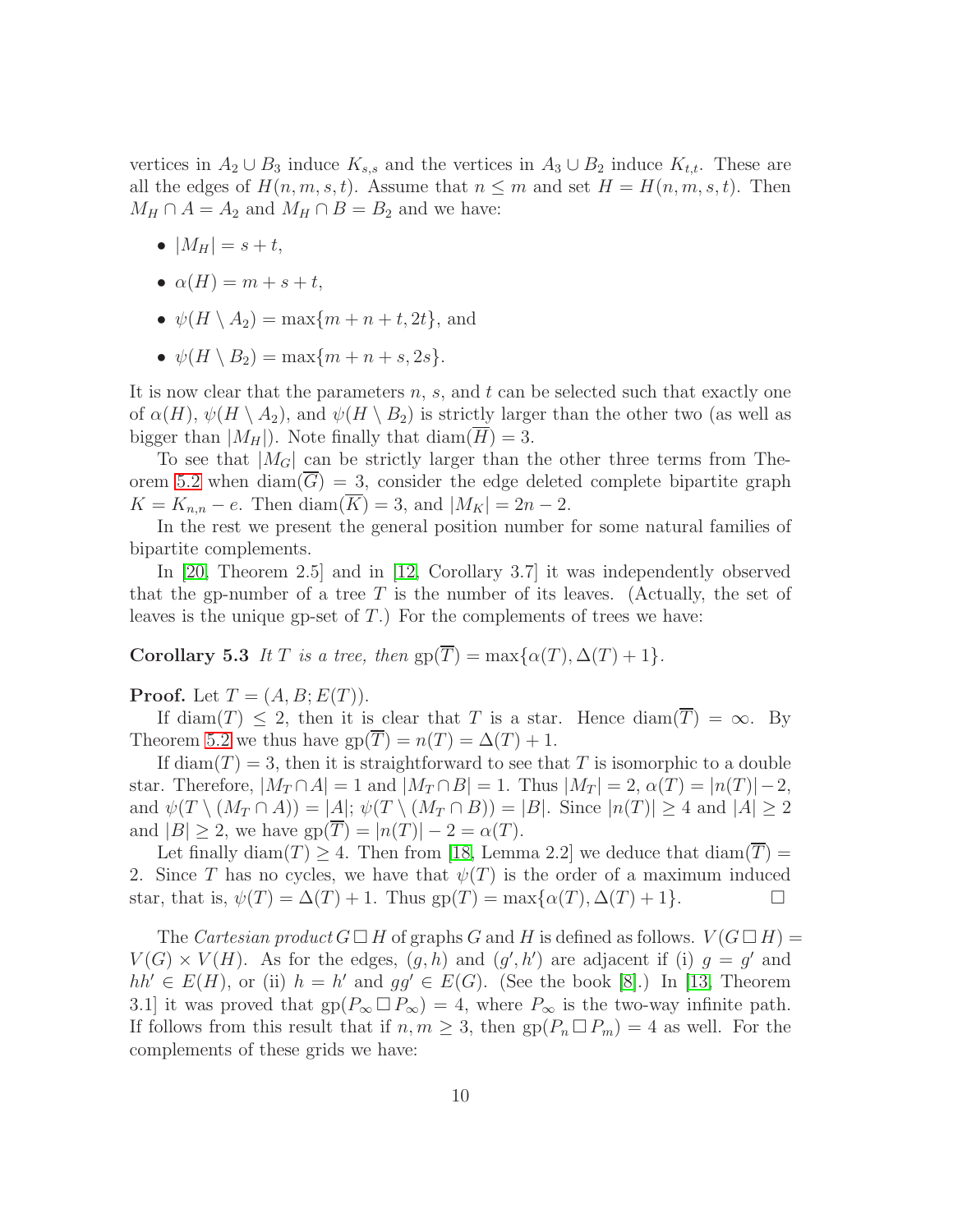vertices in $A_2 \cup B_3$ induce $K_{s,s}$ and the vertices in $A_3 \cup B_2$ induce $K_{t,t}$. These are all the edges of $H(n,m,s,t)$. Assume that $n \le m$ and set $H = H(n,m,s,t)$. Then $M_H \cap A = A_2$ and $M_H \cap B = B_2$ and we have:

- $|M_H| = s + t$,
- $\alpha(H) = m + s + t$,
- $\psi(H \setminus A_2) = \max\{m + n + t, 2t\}$, and
- $\psi(H \setminus B_2) = \max\{m + n + s, 2s\}$.

It is now clear that the parameters $n$, $s$, and $t$ can be selected such that exactly one of $\alpha(H)$, $\psi(H \setminus A_2)$, and $\psi(H \setminus B_2)$ is strictly larger than the other two (as well as bigger than $|M_H|$). Note finally that $\mathrm{diam}(\overline{H}) = 3$.

To see that $|M_G|$ can be strictly larger than the other three terms from Theorem 5.2 when $\mathrm{diam}(\overline{G}) = 3$, consider the edge deleted complete bipartite graph $K = K_{n,n} - e$. Then $\mathrm{diam}(\overline{K}) = 3$, and $|M_K| = 2n - 2$.

In the rest we present the general position number for some natural families of bipartite complements.

In [20, Theorem 2.5] and in [12, Corollary 3.7] it was independently observed that the gp-number of a tree $T$ is the number of its leaves. (Actually, the set of leaves is the unique gp-set of $T$.) For the complements of trees we have:

**Corollary 5.3** *It $T$ is a tree, then* $\mathrm{gp}(\overline{T}) = \max\{\alpha(T), \Delta(T) + 1\}$.

**Proof.** Let $T = (A, B; E(T))$.

If $\mathrm{diam}(T) \le 2$, then it is clear that $T$ is a star. Hence $\mathrm{diam}(\overline{T}) = \infty$. By Theorem 5.2 we thus have $\mathrm{gp}(\overline{T}) = n(T) = \Delta(T) + 1$.

If $\mathrm{diam}(T) = 3$, then it is straightforward to see that $T$ is isomorphic to a double star. Therefore, $|M_T \cap A| = 1$ and $|M_T \cap B| = 1$. Thus $|M_T| = 2$, $\alpha(T) = |n(T)| - 2$, and $\psi(T \setminus (M_T \cap A)) = |A|$; $\psi(T \setminus (M_T \cap B)) = |B|$. Since $|n(T)| \ge 4$ and $|A| \ge 2$ and $|B| \ge 2$, we have $\mathrm{gp}(\overline{T}) = |n(T)| - 2 = \alpha(T)$.

Let finally $\mathrm{diam}(T) \ge 4$. Then from [18, Lemma 2.2] we deduce that $\mathrm{diam}(\overline{T}) = 2$. Since $T$ has no cycles, we have that $\psi(T)$ is the order of a maximum induced star, that is, $\psi(T) = \Delta(T) + 1$. Thus $\mathrm{gp}(T) = \max\{\alpha(T), \Delta(T) + 1\}$. $\square$

The *Cartesian product* $G \,\square\, H$ of graphs $G$ and $H$ is defined as follows. $V(G \,\square\, H) = V(G) \times V(H)$. As for the edges, $(g,h)$ and $(g',h')$ are adjacent if (i) $g = g'$ and $hh' \in E(H)$, or (ii) $h = h'$ and $gg' \in E(G)$. (See the book [8].) In [13, Theorem 3.1] it was proved that $\mathrm{gp}(P_\infty \,\square\, P_\infty) = 4$, where $P_\infty$ is the two-way infinite path. If follows from this result that if $n, m \ge 3$, then $\mathrm{gp}(P_n \,\square\, P_m) = 4$ as well. For the complements of these grids we have: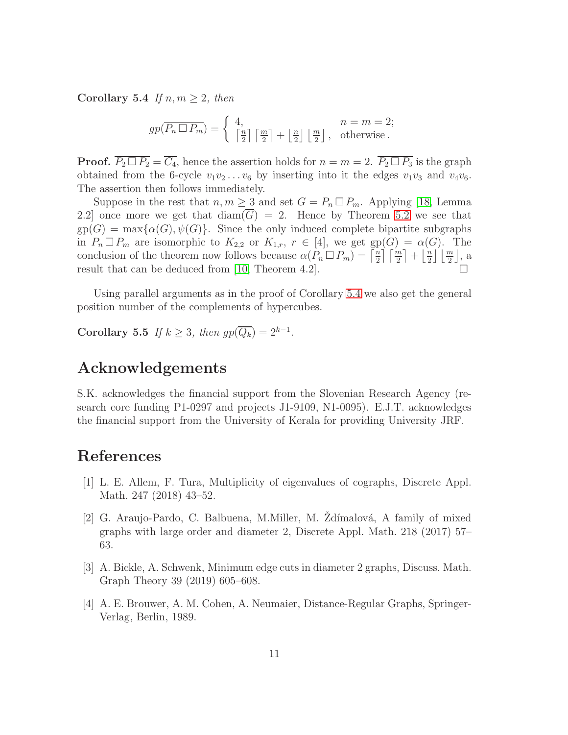**Corollary 5.4** *If $n, m \geq 2$, then*

$$gp(\overline{P_n \,\square\, P_m}) = \begin{cases} 4, & n = m = 2; \\ \left\lceil \frac{n}{2} \right\rceil \left\lceil \frac{m}{2} \right\rceil + \left\lfloor \frac{n}{2} \right\rfloor \left\lfloor \frac{m}{2} \right\rfloor, & \text{otherwise}. \end{cases}$$

**Proof.** $\overline{P_2 \,\square\, P_2} = \overline{C_4}$, hence the assertion holds for $n = m = 2$. $\overline{P_2 \,\square\, P_3}$ is the graph obtained from the 6-cycle $v_1 v_2 \ldots v_6$ by inserting into it the edges $v_1 v_3$ and $v_4 v_6$. The assertion then follows immediately.

Suppose in the rest that $n, m \geq 3$ and set $G = P_n \,\square\, P_m$. Applying [18, Lemma 2.2] once more we get that $\text{diam}(\overline{G}) = 2$. Hence by Theorem 5.2 we see that $\text{gp}(G) = \max\{\alpha(G), \psi(G)\}$. Since the only induced complete bipartite subgraphs in $P_n \,\square\, P_m$ are isomorphic to $K_{2,2}$ or $K_{1,r}$, $r \in [4]$, we get $\text{gp}(G) = \alpha(G)$. The conclusion of the theorem now follows because $\alpha(P_n \,\square\, P_m) = \left\lceil \frac{n}{2} \right\rceil \left\lceil \frac{m}{2} \right\rceil + \left\lfloor \frac{n}{2} \right\rfloor \left\lfloor \frac{m}{2} \right\rfloor$, a result that can be deduced from [10, Theorem 4.2]. $\square$

Using parallel arguments as in the proof of Corollary 5.4 we also get the general position number of the complements of hypercubes.

**Corollary 5.5** *If $k \geq 3$, then $gp(\overline{Q_k}) = 2^{k-1}$.*

# Acknowledgements

S.K. acknowledges the financial support from the Slovenian Research Agency (research core funding P1-0297 and projects J1-9109, N1-0095). E.J.T. acknowledges the financial support from the University of Kerala for providing University JRF.

# References

[1] L. E. Allem, F. Tura, Multiplicity of eigenvalues of cographs, Discrete Appl. Math. 247 (2018) 43–52.

[2] G. Araujo-Pardo, C. Balbuena, M.Miller, M. Ždímalová, A family of mixed graphs with large order and diameter 2, Discrete Appl. Math. 218 (2017) 57–63.

[3] A. Bickle, A. Schwenk, Minimum edge cuts in diameter 2 graphs, Discuss. Math. Graph Theory 39 (2019) 605–608.

[4] A. E. Brouwer, A. M. Cohen, A. Neumaier, Distance-Regular Graphs, Springer-Verlag, Berlin, 1989.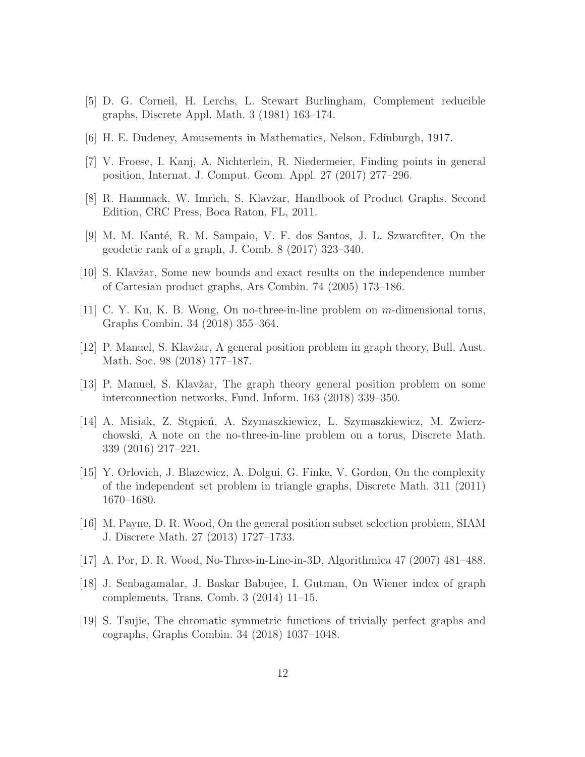[5] D. G. Corneil, H. Lerchs, L. Stewart Burlingham, Complement reducible graphs, Discrete Appl. Math. 3 (1981) 163–174.

[6] H. E. Dudeney, Amusements in Mathematics, Nelson, Edinburgh, 1917.

[7] V. Froese, I. Kanj, A. Nichterlein, R. Niedermeier, Finding points in general position, Internat. J. Comput. Geom. Appl. 27 (2017) 277–296.

[8] R. Hammack, W. Imrich, S. Klavžar, Handbook of Product Graphs. Second Edition, CRC Press, Boca Raton, FL, 2011.

[9] M. M. Kanté, R. M. Sampaio, V. F. dos Santos, J. L. Szwarcfiter, On the geodetic rank of a graph, J. Comb. 8 (2017) 323–340.

[10] S. Klavžar, Some new bounds and exact results on the independence number of Cartesian product graphs, Ars Combin. 74 (2005) 173–186.

[11] C. Y. Ku, K. B. Wong, On no-three-in-line problem on $m$-dimensional torus, Graphs Combin. 34 (2018) 355–364.

[12] P. Manuel, S. Klavžar, A general position problem in graph theory, Bull. Aust. Math. Soc. 98 (2018) 177–187.

[13] P. Manuel, S. Klavžar, The graph theory general position problem on some interconnection networks, Fund. Inform. 163 (2018) 339–350.

[14] A. Misiak, Z. Stępień, A. Szymaszkiewicz, L. Szymaszkiewicz, M. Zwierzchowski, A note on the no-three-in-line problem on a torus, Discrete Math. 339 (2016) 217–221.

[15] Y. Orlovich, J. Blazewicz, A. Dolgui, G. Finke, V. Gordon, On the complexity of the independent set problem in triangle graphs, Discrete Math. 311 (2011) 1670–1680.

[16] M. Payne, D. R. Wood, On the general position subset selection problem, SIAM J. Discrete Math. 27 (2013) 1727–1733.

[17] A. Por, D. R. Wood, No-Three-in-Line-in-3D, Algorithmica 47 (2007) 481–488.

[18] J. Senbagamalar, J. Baskar Babujee, I. Gutman, On Wiener index of graph complements, Trans. Comb. 3 (2014) 11–15.

[19] S. Tsujie, The chromatic symmetric functions of trivially perfect graphs and cographs, Graphs Combin. 34 (2018) 1037–1048.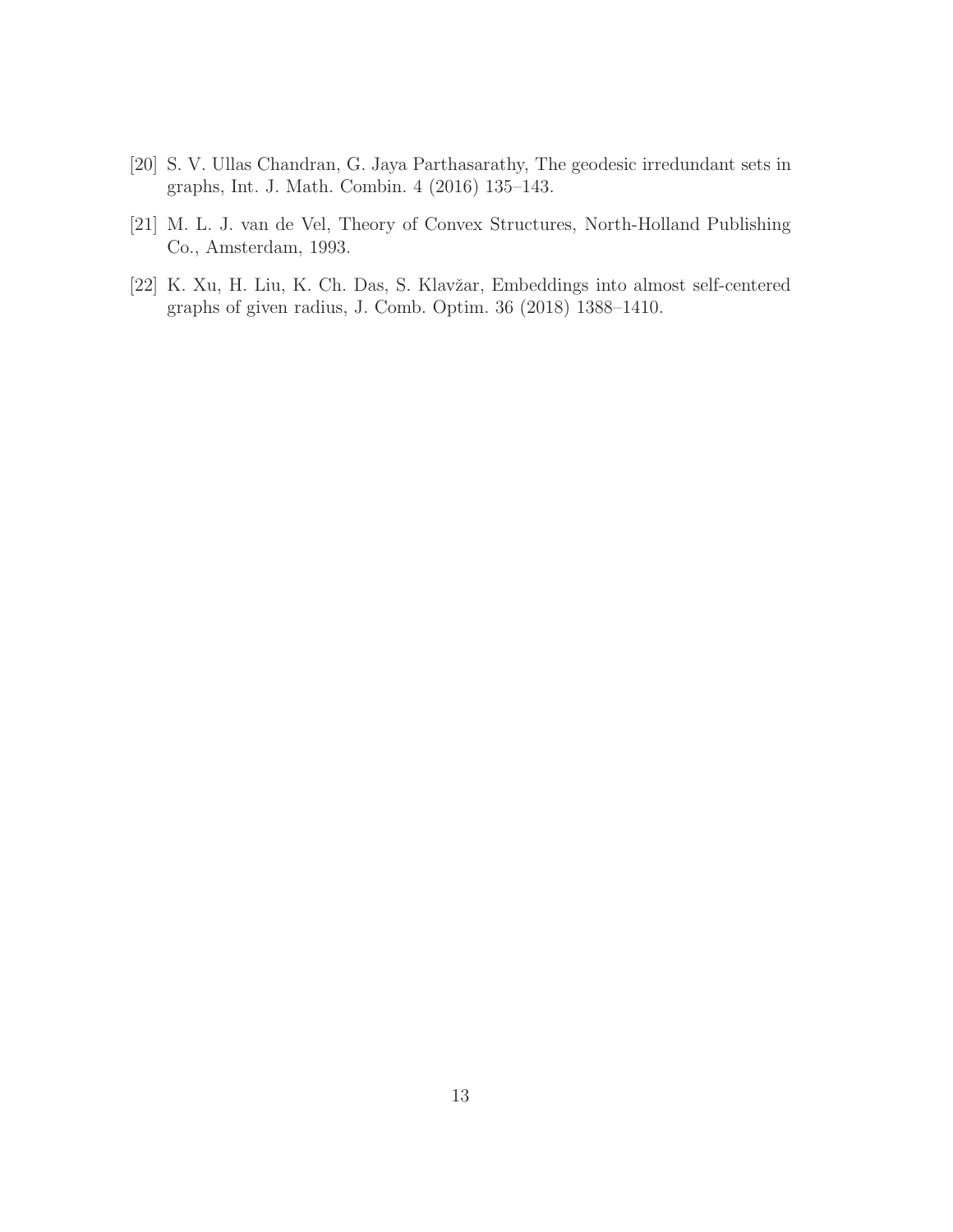[20] S. V. Ullas Chandran, G. Jaya Parthasarathy, The geodesic irredundant sets in graphs, Int. J. Math. Combin. 4 (2016) 135–143.

[21] M. L. J. van de Vel, Theory of Convex Structures, North-Holland Publishing Co., Amsterdam, 1993.

[22] K. Xu, H. Liu, K. Ch. Das, S. Klavžar, Embeddings into almost self-centered graphs of given radius, J. Comb. Optim. 36 (2018) 1388–1410.